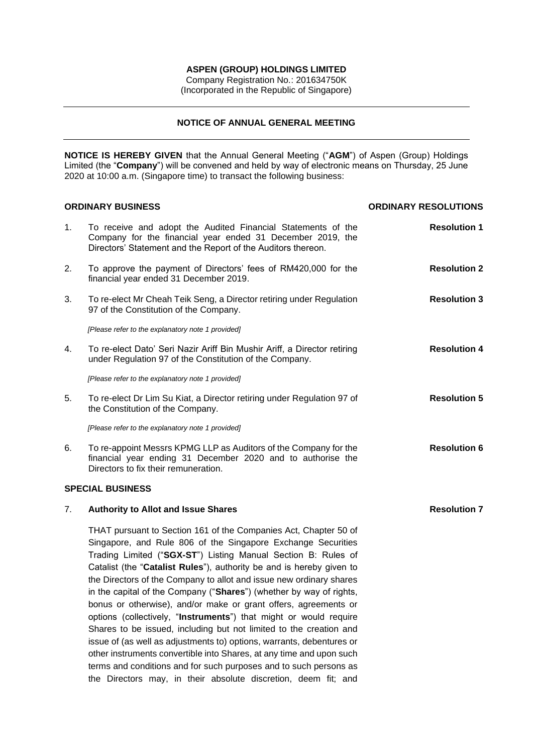**ASPEN (GROUP) HOLDINGS LIMITED**
Company Registration No.: 201634750K
(Incorporated in the Republic of Singapore)

---

## NOTICE OF ANNUAL GENERAL MEETING

---

**NOTICE IS HEREBY GIVEN** that the Annual General Meeting ("**AGM**") of Aspen (Group) Holdings Limited (the "**Company**") will be convened and held by way of electronic means on Thursday, 25 June 2020 at 10:00 a.m. (Singapore time) to transact the following business:

**ORDINARY BUSINESS** — **ORDINARY RESOLUTIONS**

1. To receive and adopt the Audited Financial Statements of the Company for the financial year ended 31 December 2019, the Directors' Statement and the Report of the Auditors thereon. — **Resolution 1**

2. To approve the payment of Directors' fees of RM420,000 for the financial year ended 31 December 2019. — **Resolution 2**

3. To re-elect Mr Cheah Teik Seng, a Director retiring under Regulation 97 of the Constitution of the Company. — **Resolution 3**

   *[Please refer to the explanatory note 1 provided]*

4. To re-elect Dato' Seri Nazir Ariff Bin Mushir Ariff, a Director retiring under Regulation 97 of the Constitution of the Company. — **Resolution 4**

   *[Please refer to the explanatory note 1 provided]*

5. To re-elect Dr Lim Su Kiat, a Director retiring under Regulation 97 of the Constitution of the Company. — **Resolution 5**

   *[Please refer to the explanatory note 1 provided]*

6. To re-appoint Messrs KPMG LLP as Auditors of the Company for the financial year ending 31 December 2020 and to authorise the Directors to fix their remuneration. — **Resolution 6**

**SPECIAL BUSINESS**

7. **Authority to Allot and Issue Shares** — **Resolution 7**

   THAT pursuant to Section 161 of the Companies Act, Chapter 50 of Singapore, and Rule 806 of the Singapore Exchange Securities Trading Limited ("**SGX-ST**") Listing Manual Section B: Rules of Catalist (the "**Catalist Rules**"), authority be and is hereby given to the Directors of the Company to allot and issue new ordinary shares in the capital of the Company ("**Shares**") (whether by way of rights, bonus or otherwise), and/or make or grant offers, agreements or options (collectively, "**Instruments**") that might or would require Shares to be issued, including but not limited to the creation and issue of (as well as adjustments to) options, warrants, debentures or other instruments convertible into Shares, at any time and upon such terms and conditions and for such purposes and to such persons as the Directors may, in their absolute discretion, deem fit; and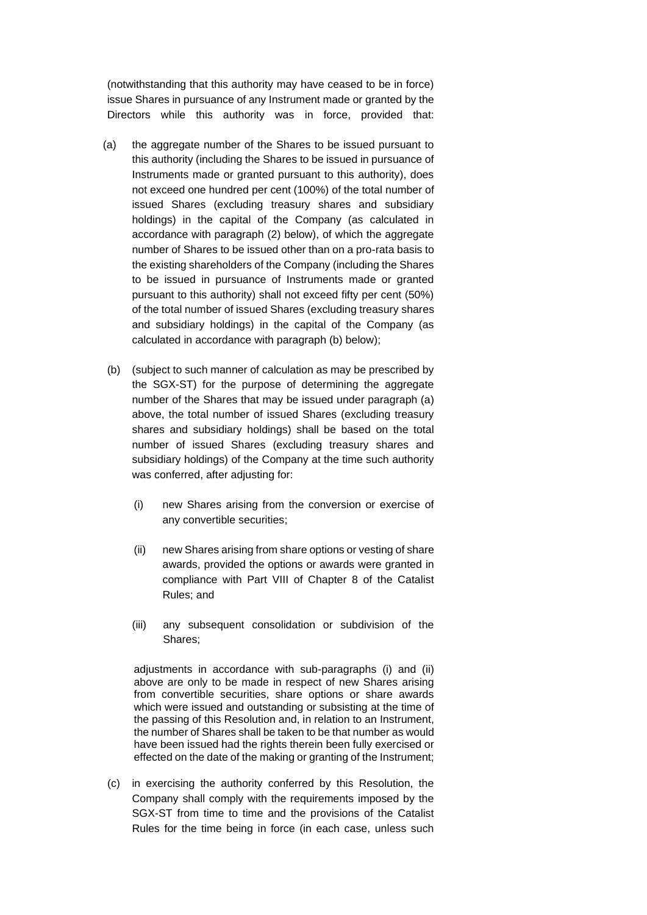(notwithstanding that this authority may have ceased to be in force) issue Shares in pursuance of any Instrument made or granted by the Directors while this authority was in force, provided that:

(a) the aggregate number of the Shares to be issued pursuant to this authority (including the Shares to be issued in pursuance of Instruments made or granted pursuant to this authority), does not exceed one hundred per cent (100%) of the total number of issued Shares (excluding treasury shares and subsidiary holdings) in the capital of the Company (as calculated in accordance with paragraph (2) below), of which the aggregate number of Shares to be issued other than on a pro-rata basis to the existing shareholders of the Company (including the Shares to be issued in pursuance of Instruments made or granted pursuant to this authority) shall not exceed fifty per cent (50%) of the total number of issued Shares (excluding treasury shares and subsidiary holdings) in the capital of the Company (as calculated in accordance with paragraph (b) below);

(b) (subject to such manner of calculation as may be prescribed by the SGX-ST) for the purpose of determining the aggregate number of the Shares that may be issued under paragraph (a) above, the total number of issued Shares (excluding treasury shares and subsidiary holdings) shall be based on the total number of issued Shares (excluding treasury shares and subsidiary holdings) of the Company at the time such authority was conferred, after adjusting for:

   (i) new Shares arising from the conversion or exercise of any convertible securities;

   (ii) new Shares arising from share options or vesting of share awards, provided the options or awards were granted in compliance with Part VIII of Chapter 8 of the Catalist Rules; and

   (iii) any subsequent consolidation or subdivision of the Shares;

   adjustments in accordance with sub-paragraphs (i) and (ii) above are only to be made in respect of new Shares arising from convertible securities, share options or share awards which were issued and outstanding or subsisting at the time of the passing of this Resolution and, in relation to an Instrument, the number of Shares shall be taken to be that number as would have been issued had the rights therein been fully exercised or effected on the date of the making or granting of the Instrument;

(c) in exercising the authority conferred by this Resolution, the Company shall comply with the requirements imposed by the SGX-ST from time to time and the provisions of the Catalist Rules for the time being in force (in each case, unless such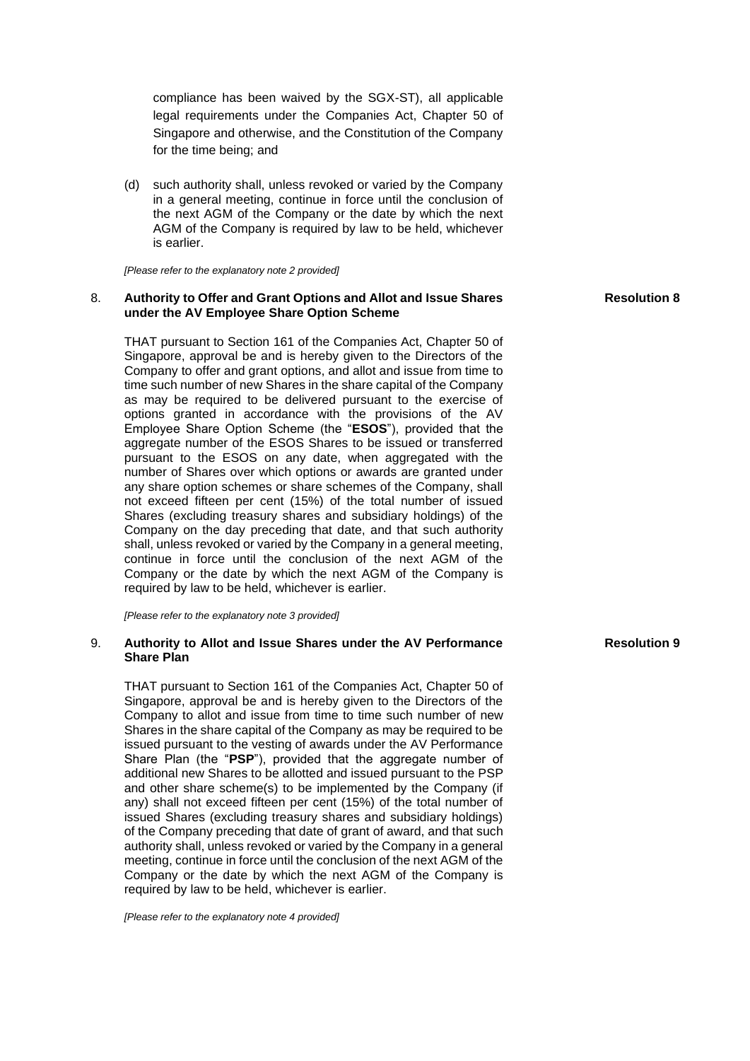compliance has been waived by the SGX-ST), all applicable legal requirements under the Companies Act, Chapter 50 of Singapore and otherwise, and the Constitution of the Company for the time being; and

(d) such authority shall, unless revoked or varied by the Company in a general meeting, continue in force until the conclusion of the next AGM of the Company or the date by which the next AGM of the Company is required by law to be held, whichever is earlier.

*[Please refer to the explanatory note 2 provided]*

8. **Authority to Offer and Grant Options and Allot and Issue Shares under the AV Employee Share Option Scheme** — **Resolution 8**

THAT pursuant to Section 161 of the Companies Act, Chapter 50 of Singapore, approval be and is hereby given to the Directors of the Company to offer and grant options, and allot and issue from time to time such number of new Shares in the share capital of the Company as may be required to be delivered pursuant to the exercise of options granted in accordance with the provisions of the AV Employee Share Option Scheme (the "**ESOS**"), provided that the aggregate number of the ESOS Shares to be issued or transferred pursuant to the ESOS on any date, when aggregated with the number of Shares over which options or awards are granted under any share option schemes or share schemes of the Company, shall not exceed fifteen per cent (15%) of the total number of issued Shares (excluding treasury shares and subsidiary holdings) of the Company on the day preceding that date, and that such authority shall, unless revoked or varied by the Company in a general meeting, continue in force until the conclusion of the next AGM of the Company or the date by which the next AGM of the Company is required by law to be held, whichever is earlier.

*[Please refer to the explanatory note 3 provided]*

9. **Authority to Allot and Issue Shares under the AV Performance Share Plan** — **Resolution 9**

THAT pursuant to Section 161 of the Companies Act, Chapter 50 of Singapore, approval be and is hereby given to the Directors of the Company to allot and issue from time to time such number of new Shares in the share capital of the Company as may be required to be issued pursuant to the vesting of awards under the AV Performance Share Plan (the "**PSP**"), provided that the aggregate number of additional new Shares to be allotted and issued pursuant to the PSP and other share scheme(s) to be implemented by the Company (if any) shall not exceed fifteen per cent (15%) of the total number of issued Shares (excluding treasury shares and subsidiary holdings) of the Company preceding that date of grant of award, and that such authority shall, unless revoked or varied by the Company in a general meeting, continue in force until the conclusion of the next AGM of the Company or the date by which the next AGM of the Company is required by law to be held, whichever is earlier.

*[Please refer to the explanatory note 4 provided]*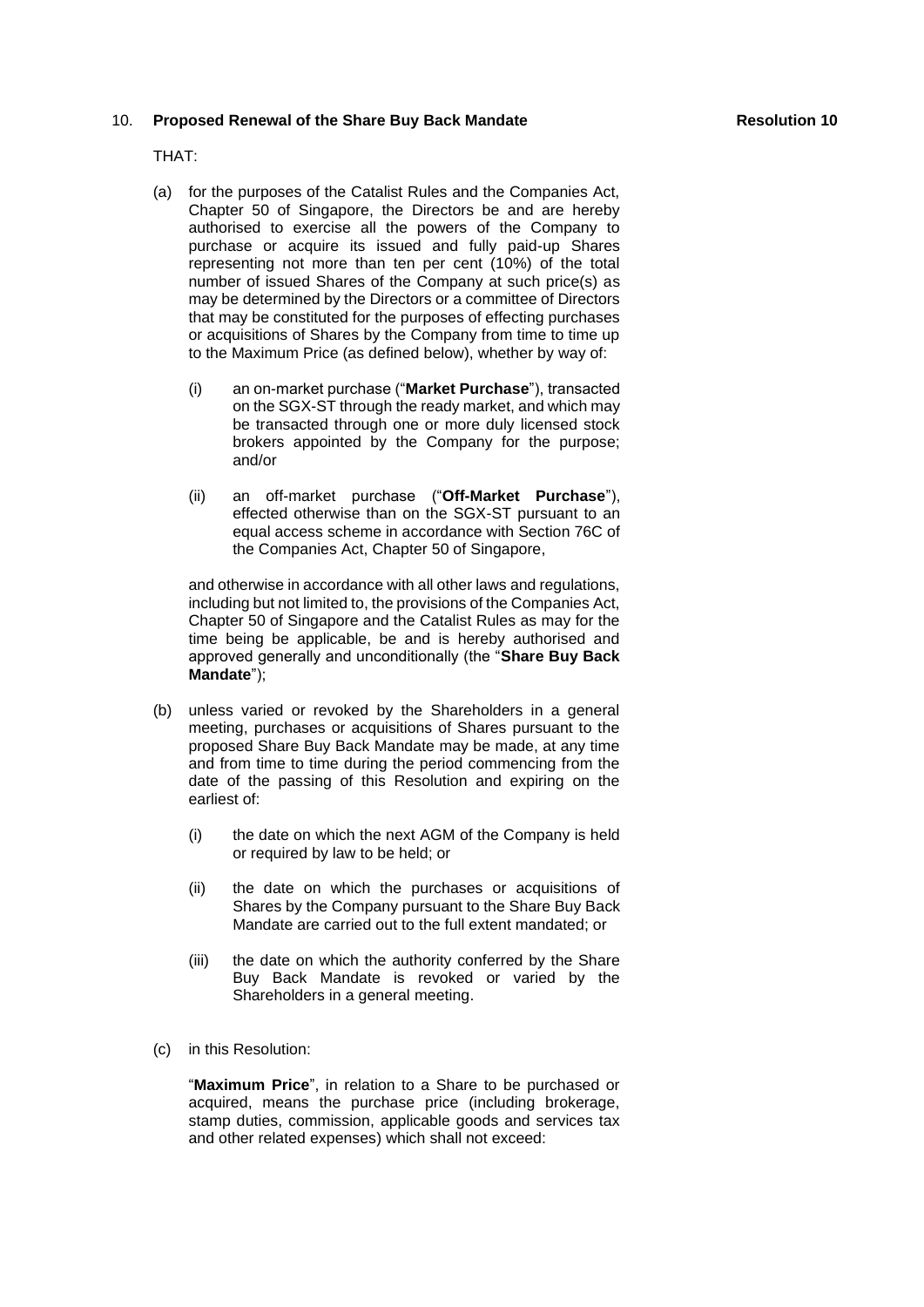10. **Proposed Renewal of the Share Buy Back Mandate** **Resolution 10**

THAT:

(a) for the purposes of the Catalist Rules and the Companies Act, Chapter 50 of Singapore, the Directors be and are hereby authorised to exercise all the powers of the Company to purchase or acquire its issued and fully paid-up Shares representing not more than ten per cent (10%) of the total number of issued Shares of the Company at such price(s) as may be determined by the Directors or a committee of Directors that may be constituted for the purposes of effecting purchases or acquisitions of Shares by the Company from time to time up to the Maximum Price (as defined below), whether by way of:

  (i) an on-market purchase ("**Market Purchase**"), transacted on the SGX-ST through the ready market, and which may be transacted through one or more duly licensed stock brokers appointed by the Company for the purpose; and/or

  (ii) an off-market purchase ("**Off-Market Purchase**"), effected otherwise than on the SGX-ST pursuant to an equal access scheme in accordance with Section 76C of the Companies Act, Chapter 50 of Singapore,

and otherwise in accordance with all other laws and regulations, including but not limited to, the provisions of the Companies Act, Chapter 50 of Singapore and the Catalist Rules as may for the time being be applicable, be and is hereby authorised and approved generally and unconditionally (the "**Share Buy Back Mandate**");

(b) unless varied or revoked by the Shareholders in a general meeting, purchases or acquisitions of Shares pursuant to the proposed Share Buy Back Mandate may be made, at any time and from time to time during the period commencing from the date of the passing of this Resolution and expiring on the earliest of:

  (i) the date on which the next AGM of the Company is held or required by law to be held; or

  (ii) the date on which the purchases or acquisitions of Shares by the Company pursuant to the Share Buy Back Mandate are carried out to the full extent mandated; or

  (iii) the date on which the authority conferred by the Share Buy Back Mandate is revoked or varied by the Shareholders in a general meeting.

(c) in this Resolution:

"**Maximum Price**", in relation to a Share to be purchased or acquired, means the purchase price (including brokerage, stamp duties, commission, applicable goods and services tax and other related expenses) which shall not exceed: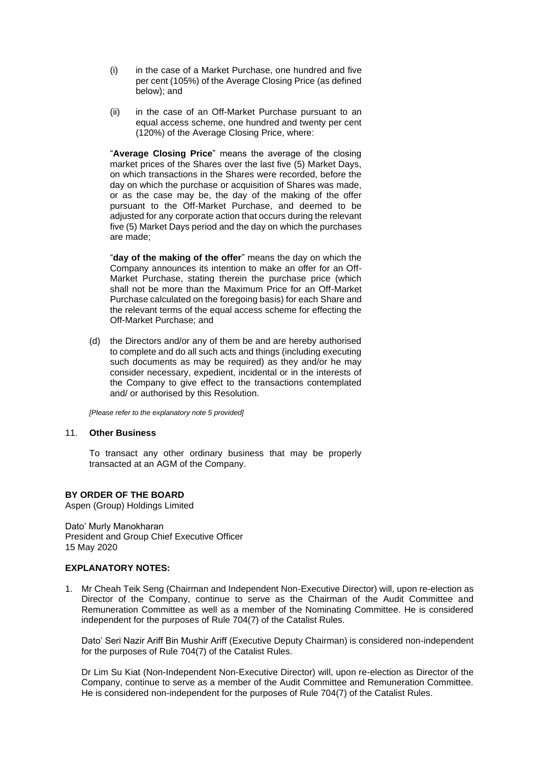(i) in the case of a Market Purchase, one hundred and five per cent (105%) of the Average Closing Price (as defined below); and

(ii) in the case of an Off-Market Purchase pursuant to an equal access scheme, one hundred and twenty per cent (120%) of the Average Closing Price, where:

"**Average Closing Price**" means the average of the closing market prices of the Shares over the last five (5) Market Days, on which transactions in the Shares were recorded, before the day on which the purchase or acquisition of Shares was made, or as the case may be, the day of the making of the offer pursuant to the Off-Market Purchase, and deemed to be adjusted for any corporate action that occurs during the relevant five (5) Market Days period and the day on which the purchases are made;

"**day of the making of the offer**" means the day on which the Company announces its intention to make an offer for an Off-Market Purchase, stating therein the purchase price (which shall not be more than the Maximum Price for an Off-Market Purchase calculated on the foregoing basis) for each Share and the relevant terms of the equal access scheme for effecting the Off-Market Purchase; and

(d) the Directors and/or any of them be and are hereby authorised to complete and do all such acts and things (including executing such documents as may be required) as they and/or he may consider necessary, expedient, incidental or in the interests of the Company to give effect to the transactions contemplated and/ or authorised by this Resolution.

*[Please refer to the explanatory note 5 provided]*

11. **Other Business**

To transact any other ordinary business that may be properly transacted at an AGM of the Company.

**BY ORDER OF THE BOARD**
Aspen (Group) Holdings Limited

Dato' Murly Manokharan
President and Group Chief Executive Officer
15 May 2020

**EXPLANATORY NOTES:**

1. Mr Cheah Teik Seng (Chairman and Independent Non-Executive Director) will, upon re-election as Director of the Company, continue to serve as the Chairman of the Audit Committee and Remuneration Committee as well as a member of the Nominating Committee. He is considered independent for the purposes of Rule 704(7) of the Catalist Rules.

   Dato' Seri Nazir Ariff Bin Mushir Ariff (Executive Deputy Chairman) is considered non-independent for the purposes of Rule 704(7) of the Catalist Rules.

   Dr Lim Su Kiat (Non-Independent Non-Executive Director) will, upon re-election as Director of the Company, continue to serve as a member of the Audit Committee and Remuneration Committee. He is considered non-independent for the purposes of Rule 704(7) of the Catalist Rules.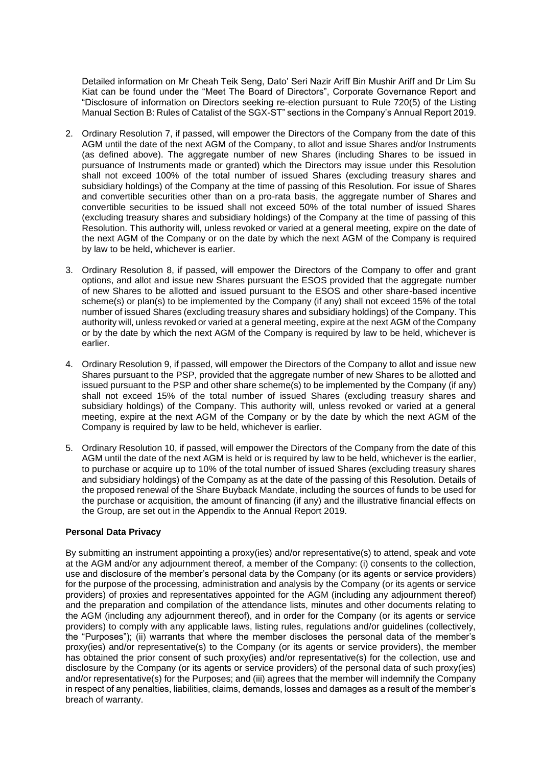Detailed information on Mr Cheah Teik Seng, Dato' Seri Nazir Ariff Bin Mushir Ariff and Dr Lim Su Kiat can be found under the "Meet The Board of Directors", Corporate Governance Report and "Disclosure of information on Directors seeking re-election pursuant to Rule 720(5) of the Listing Manual Section B: Rules of Catalist of the SGX-ST" sections in the Company's Annual Report 2019.

2. Ordinary Resolution 7, if passed, will empower the Directors of the Company from the date of this AGM until the date of the next AGM of the Company, to allot and issue Shares and/or Instruments (as defined above). The aggregate number of new Shares (including Shares to be issued in pursuance of Instruments made or granted) which the Directors may issue under this Resolution shall not exceed 100% of the total number of issued Shares (excluding treasury shares and subsidiary holdings) of the Company at the time of passing of this Resolution. For issue of Shares and convertible securities other than on a pro-rata basis, the aggregate number of Shares and convertible securities to be issued shall not exceed 50% of the total number of issued Shares (excluding treasury shares and subsidiary holdings) of the Company at the time of passing of this Resolution. This authority will, unless revoked or varied at a general meeting, expire on the date of the next AGM of the Company or on the date by which the next AGM of the Company is required by law to be held, whichever is earlier.

3. Ordinary Resolution 8, if passed, will empower the Directors of the Company to offer and grant options, and allot and issue new Shares pursuant the ESOS provided that the aggregate number of new Shares to be allotted and issued pursuant to the ESOS and other share-based incentive scheme(s) or plan(s) to be implemented by the Company (if any) shall not exceed 15% of the total number of issued Shares (excluding treasury shares and subsidiary holdings) of the Company. This authority will, unless revoked or varied at a general meeting, expire at the next AGM of the Company or by the date by which the next AGM of the Company is required by law to be held, whichever is earlier.

4. Ordinary Resolution 9, if passed, will empower the Directors of the Company to allot and issue new Shares pursuant to the PSP, provided that the aggregate number of new Shares to be allotted and issued pursuant to the PSP and other share scheme(s) to be implemented by the Company (if any) shall not exceed 15% of the total number of issued Shares (excluding treasury shares and subsidiary holdings) of the Company. This authority will, unless revoked or varied at a general meeting, expire at the next AGM of the Company or by the date by which the next AGM of the Company is required by law to be held, whichever is earlier.

5. Ordinary Resolution 10, if passed, will empower the Directors of the Company from the date of this AGM until the date of the next AGM is held or is required by law to be held, whichever is the earlier, to purchase or acquire up to 10% of the total number of issued Shares (excluding treasury shares and subsidiary holdings) of the Company as at the date of the passing of this Resolution. Details of the proposed renewal of the Share Buyback Mandate, including the sources of funds to be used for the purchase or acquisition, the amount of financing (if any) and the illustrative financial effects on the Group, are set out in the Appendix to the Annual Report 2019.

**Personal Data Privacy**

By submitting an instrument appointing a proxy(ies) and/or representative(s) to attend, speak and vote at the AGM and/or any adjournment thereof, a member of the Company: (i) consents to the collection, use and disclosure of the member's personal data by the Company (or its agents or service providers) for the purpose of the processing, administration and analysis by the Company (or its agents or service providers) of proxies and representatives appointed for the AGM (including any adjournment thereof) and the preparation and compilation of the attendance lists, minutes and other documents relating to the AGM (including any adjournment thereof), and in order for the Company (or its agents or service providers) to comply with any applicable laws, listing rules, regulations and/or guidelines (collectively, the "Purposes"); (ii) warrants that where the member discloses the personal data of the member's proxy(ies) and/or representative(s) to the Company (or its agents or service providers), the member has obtained the prior consent of such proxy(ies) and/or representative(s) for the collection, use and disclosure by the Company (or its agents or service providers) of the personal data of such proxy(ies) and/or representative(s) for the Purposes; and (iii) agrees that the member will indemnify the Company in respect of any penalties, liabilities, claims, demands, losses and damages as a result of the member's breach of warranty.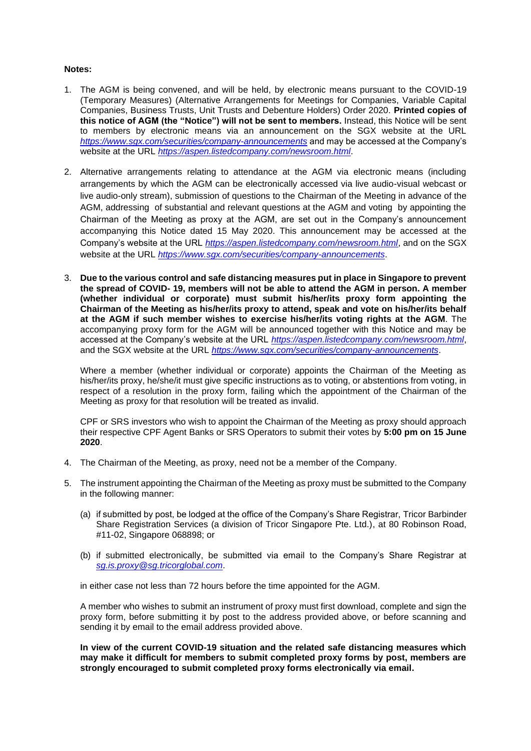**Notes:**

1. The AGM is being convened, and will be held, by electronic means pursuant to the COVID-19 (Temporary Measures) (Alternative Arrangements for Meetings for Companies, Variable Capital Companies, Business Trusts, Unit Trusts and Debenture Holders) Order 2020. **Printed copies of this notice of AGM (the "Notice") will not be sent to members.** Instead, this Notice will be sent to members by electronic means via an announcement on the SGX website at the URL *https://www.sgx.com/securities/company-announcements* and may be accessed at the Company's website at the URL *https://aspen.listedcompany.com/newsroom.html*.

2. Alternative arrangements relating to attendance at the AGM via electronic means (including arrangements by which the AGM can be electronically accessed via live audio-visual webcast or live audio-only stream), submission of questions to the Chairman of the Meeting in advance of the AGM, addressing of substantial and relevant questions at the AGM and voting by appointing the Chairman of the Meeting as proxy at the AGM, are set out in the Company's announcement accompanying this Notice dated 15 May 2020. This announcement may be accessed at the Company's website at the URL *https://aspen.listedcompany.com/newsroom.html*, and on the SGX website at the URL *https://www.sgx.com/securities/company-announcements*.

3. **Due to the various control and safe distancing measures put in place in Singapore to prevent the spread of COVID- 19, members will not be able to attend the AGM in person. A member (whether individual or corporate) must submit his/her/its proxy form appointing the Chairman of the Meeting as his/her/its proxy to attend, speak and vote on his/her/its behalf at the AGM if such member wishes to exercise his/her/its voting rights at the AGM**. The accompanying proxy form for the AGM will be announced together with this Notice and may be accessed at the Company's website at the URL *https://aspen.listedcompany.com/newsroom.html*, and the SGX website at the URL *https://www.sgx.com/securities/company-announcements*.

   Where a member (whether individual or corporate) appoints the Chairman of the Meeting as his/her/its proxy, he/she/it must give specific instructions as to voting, or abstentions from voting, in respect of a resolution in the proxy form, failing which the appointment of the Chairman of the Meeting as proxy for that resolution will be treated as invalid.

   CPF or SRS investors who wish to appoint the Chairman of the Meeting as proxy should approach their respective CPF Agent Banks or SRS Operators to submit their votes by **5:00 pm on 15 June 2020**.

4. The Chairman of the Meeting, as proxy, need not be a member of the Company.

5. The instrument appointing the Chairman of the Meeting as proxy must be submitted to the Company in the following manner:

   (a) if submitted by post, be lodged at the office of the Company's Share Registrar, Tricor Barbinder Share Registration Services (a division of Tricor Singapore Pte. Ltd.), at 80 Robinson Road, #11-02, Singapore 068898; or

   (b) if submitted electronically, be submitted via email to the Company's Share Registrar at *sg.is.proxy@sg.tricorglobal.com*.

   in either case not less than 72 hours before the time appointed for the AGM.

   A member who wishes to submit an instrument of proxy must first download, complete and sign the proxy form, before submitting it by post to the address provided above, or before scanning and sending it by email to the email address provided above.

   **In view of the current COVID-19 situation and the related safe distancing measures which may make it difficult for members to submit completed proxy forms by post, members are strongly encouraged to submit completed proxy forms electronically via email.**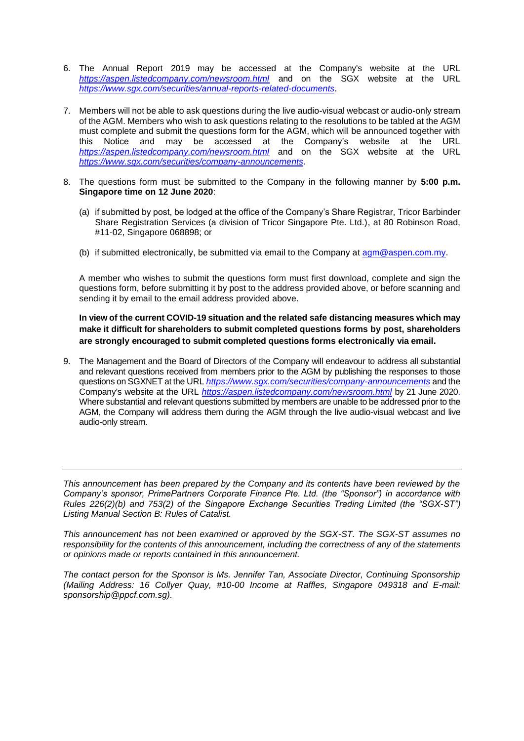6. The Annual Report 2019 may be accessed at the Company's website at the URL *https://aspen.listedcompany.com/newsroom.html* and on the SGX website at the URL *https://www.sgx.com/securities/annual-reports-related-documents*.

7. Members will not be able to ask questions during the live audio-visual webcast or audio-only stream of the AGM. Members who wish to ask questions relating to the resolutions to be tabled at the AGM must complete and submit the questions form for the AGM, which will be announced together with this Notice and may be accessed at the Company's website at the URL *https://aspen.listedcompany.com/newsroom.html* and on the SGX website at the URL *https://www.sgx.com/securities/company-announcements*.

8. The questions form must be submitted to the Company in the following manner by **5:00 p.m. Singapore time on 12 June 2020**:

   (a) if submitted by post, be lodged at the office of the Company's Share Registrar, Tricor Barbinder Share Registration Services (a division of Tricor Singapore Pte. Ltd.), at 80 Robinson Road, #11-02, Singapore 068898; or

   (b) if submitted electronically, be submitted via email to the Company at agm@aspen.com.my.

   A member who wishes to submit the questions form must first download, complete and sign the questions form, before submitting it by post to the address provided above, or before scanning and sending it by email to the email address provided above.

   **In view of the current COVID-19 situation and the related safe distancing measures which may make it difficult for shareholders to submit completed questions forms by post, shareholders are strongly encouraged to submit completed questions forms electronically via email.**

9. The Management and the Board of Directors of the Company will endeavour to address all substantial and relevant questions received from members prior to the AGM by publishing the responses to those questions on SGXNET at the URL *https://www.sgx.com/securities/company-announcements* and the Company's website at the URL *https://aspen.listedcompany.com/newsroom.html* by 21 June 2020. Where substantial and relevant questions submitted by members are unable to be addressed prior to the AGM, the Company will address them during the AGM through the live audio-visual webcast and live audio-only stream.

---

*This announcement has been prepared by the Company and its contents have been reviewed by the Company's sponsor, PrimePartners Corporate Finance Pte. Ltd. (the "Sponsor") in accordance with Rules 226(2)(b) and 753(2) of the Singapore Exchange Securities Trading Limited (the "SGX-ST") Listing Manual Section B: Rules of Catalist.*

*This announcement has not been examined or approved by the SGX-ST. The SGX-ST assumes no responsibility for the contents of this announcement, including the correctness of any of the statements or opinions made or reports contained in this announcement.*

*The contact person for the Sponsor is Ms. Jennifer Tan, Associate Director, Continuing Sponsorship (Mailing Address: 16 Collyer Quay, #10-00 Income at Raffles, Singapore 049318 and E-mail: sponsorship@ppcf.com.sg).*